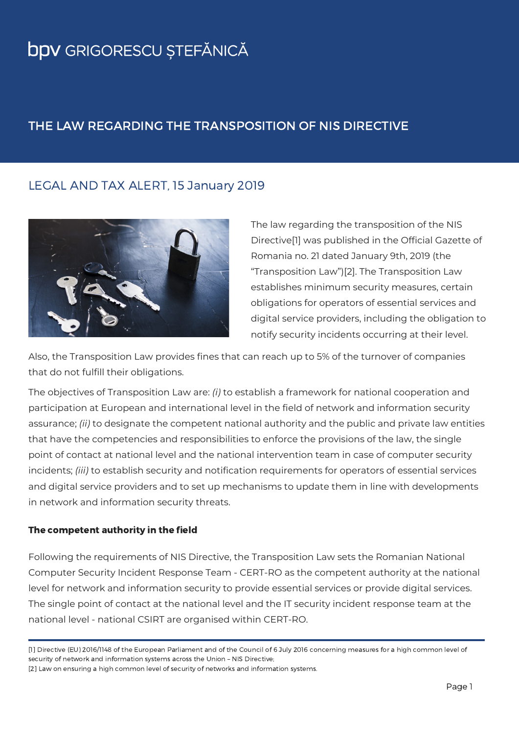# bpv GRIGORESCU ȘTEFĂNICĂ

## THE LAW REGARDING THE TRANSPOSITION OF NIS DIRECTIVE

### LEGAL AND TAX ALERT, 15 January 2019

The law regarding the transposition of the NIS Directive[1] was published in the Official Gazette of Romania no. 21 dated January 9th, 2019 (the "Transposition Law")[2]. The Transposition Law establishes minimum security measures, certain obligations for operators of essential services and digital service providers, including the obligation to notify security incidents occurring at their level.

Also, the Transposition Law provides fines that can reach up to 5% of the turnover of companies that do not fulfill their obligations.

The objectives of Transposition Law are: *(i)* to establish a framework for national cooperation and participation at European and international level in the field of network and information security assurance; *(ii)* to designate the competent national authority and the public and private law entities that have the competencies and responsibilities to enforce the provisions of the law, the single point of contact at national level and the national intervention team in case of computer security incidents; *(iii)* to establish security and notification requirements for operators of essential services and digital service providers and to set up mechanisms to update them in line with developments in network and information security threats.

**The competent authority in the field**

Following the requirements of NIS Directive, the Transposition Law sets the Romanian National Computer Security Incident Response Team - CERT-RO as the competent authority at the national level for network and information security to provide essential services or provide digital services. The single point of contact at the national level and the IT security incident response team at the national level - national CSIRT are organised within CERT-RO.

---

[1] Directive (EU) 2016/1148 of the European Parliament and of the Council of 6 July 2016 concerning measures for a high common level of security of network and information systems across the Union – NIS Directive;

[2] Law on ensuring a high common level of security of networks and information systems.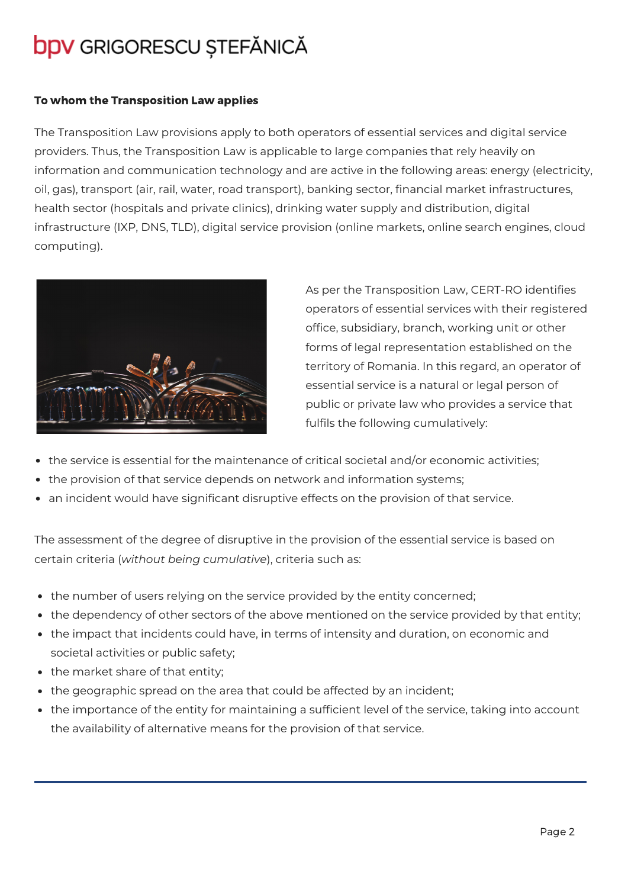**To whom the Transposition Law applies**

The Transposition Law provisions apply to both operators of essential services and digital service providers. Thus, the Transposition Law is applicable to large companies that rely heavily on information and communication technology and are active in the following areas: energy (electricity, oil, gas), transport (air, rail, water, road transport), banking sector, financial market infrastructures, health sector (hospitals and private clinics), drinking water supply and distribution, digital infrastructure (IXP, DNS, TLD), digital service provision (online markets, online search engines, cloud computing).

As per the Transposition Law, CERT-RO identifies operators of essential services with their registered office, subsidiary, branch, working unit or other forms of legal representation established on the territory of Romania. In this regard, an operator of essential service is a natural or legal person of public or private law who provides a service that fulfils the following cumulatively:

- the service is essential for the maintenance of critical societal and/or economic activities;
- the provision of that service depends on network and information systems;
- an incident would have significant disruptive effects on the provision of that service.

The assessment of the degree of disruptive in the provision of the essential service is based on certain criteria (*without being cumulative*), criteria such as:

- the number of users relying on the service provided by the entity concerned;
- the dependency of other sectors of the above mentioned on the service provided by that entity;
- the impact that incidents could have, in terms of intensity and duration, on economic and societal activities or public safety;
- the market share of that entity;
- the geographic spread on the area that could be affected by an incident;
- the importance of the entity for maintaining a sufficient level of the service, taking into account the availability of alternative means for the provision of that service.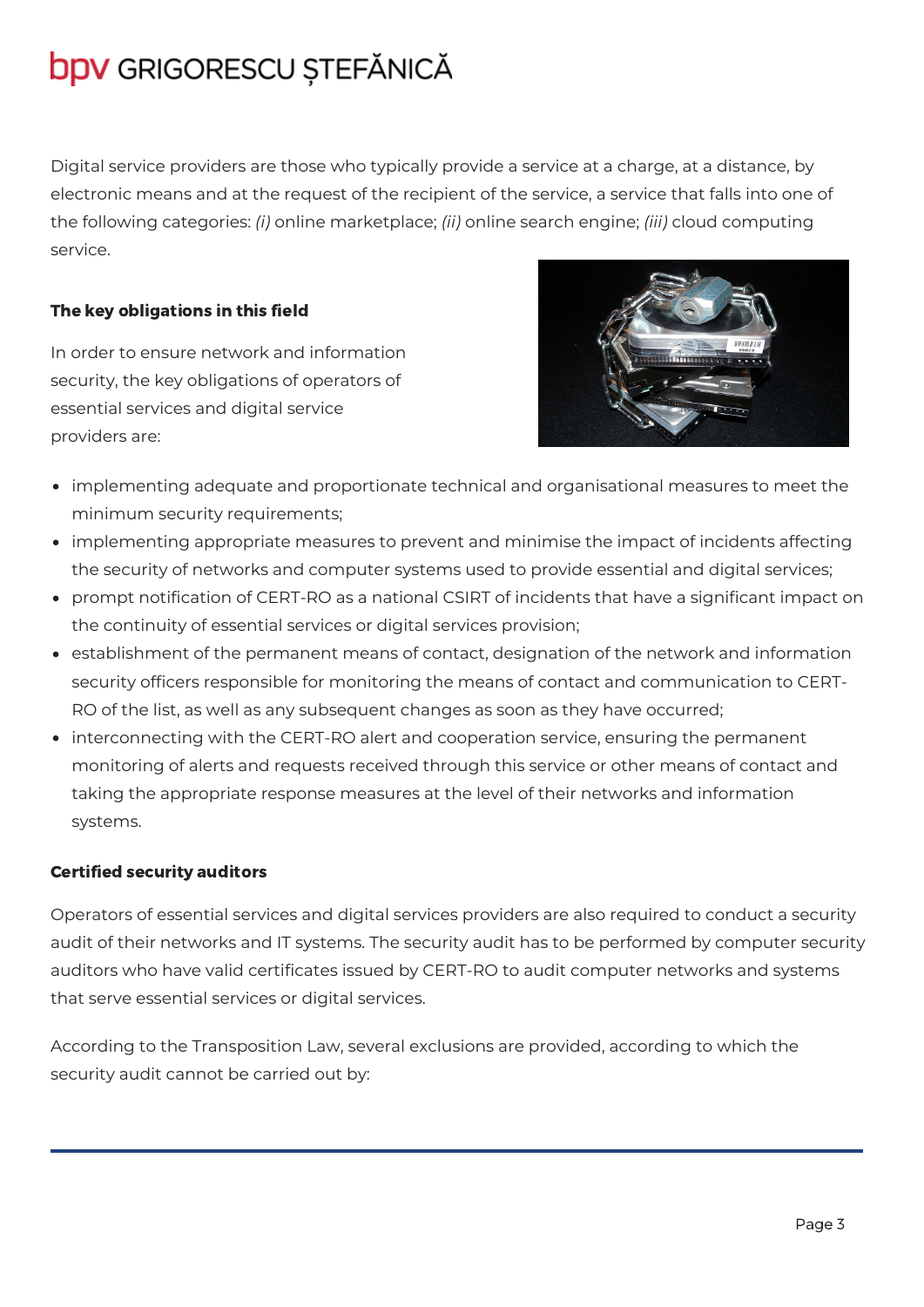Digital service providers are those who typically provide a service at a charge, at a distance, by electronic means and at the request of the recipient of the service, a service that falls into one of the following categories: *(i)* online marketplace; *(ii)* online search engine; *(iii)* cloud computing service.

**The key obligations in this field**

In order to ensure network and information security, the key obligations of operators of essential services and digital service providers are:

- implementing adequate and proportionate technical and organisational measures to meet the minimum security requirements;
- implementing appropriate measures to prevent and minimise the impact of incidents affecting the security of networks and computer systems used to provide essential and digital services;
- prompt notification of CERT-RO as a national CSIRT of incidents that have a significant impact on the continuity of essential services or digital services provision;
- establishment of the permanent means of contact, designation of the network and information security officers responsible for monitoring the means of contact and communication to CERT-RO of the list, as well as any subsequent changes as soon as they have occurred;
- interconnecting with the CERT-RO alert and cooperation service, ensuring the permanent monitoring of alerts and requests received through this service or other means of contact and taking the appropriate response measures at the level of their networks and information systems.

**Certified security auditors**

Operators of essential services and digital services providers are also required to conduct a security audit of their networks and IT systems. The security audit has to be performed by computer security auditors who have valid certificates issued by CERT-RO to audit computer networks and systems that serve essential services or digital services.

According to the Transposition Law, several exclusions are provided, according to which the security audit cannot be carried out by: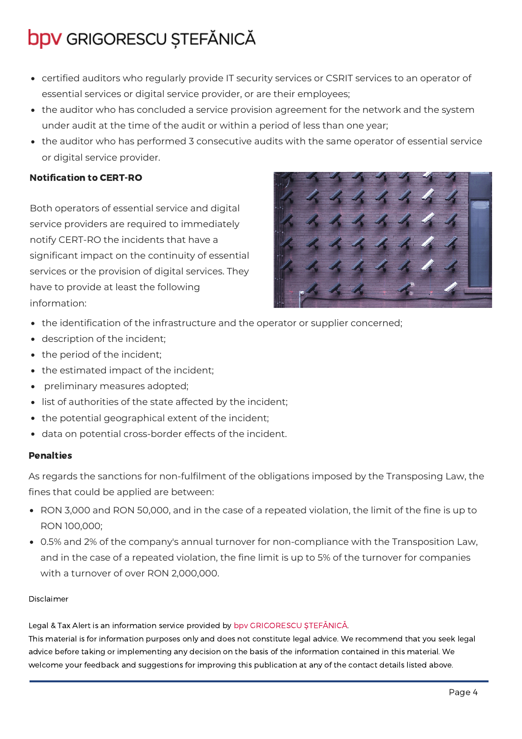- certified auditors who regularly provide IT security services or CSRIT services to an operator of essential services or digital service provider, or are their employees;
- the auditor who has concluded a service provision agreement for the network and the system under audit at the time of the audit or within a period of less than one year;
- the auditor who has performed 3 consecutive audits with the same operator of essential service or digital service provider.

**Notification to CERT-RO**

Both operators of essential service and digital service providers are required to immediately notify CERT-RO the incidents that have a significant impact on the continuity of essential services or the provision of digital services. They have to provide at least the following information:

- the identification of the infrastructure and the operator or supplier concerned;
- description of the incident;
- the period of the incident;
- the estimated impact of the incident;
- preliminary measures adopted;
- list of authorities of the state affected by the incident;
- the potential geographical extent of the incident;
- data on potential cross-border effects of the incident.

**Penalties**

As regards the sanctions for non-fulfilment of the obligations imposed by the Transposing Law, the fines that could be applied are between:

- RON 3,000 and RON 50,000, and in the case of a repeated violation, the limit of the fine is up to RON 100,000;
- 0.5% and 2% of the company's annual turnover for non-compliance with the Transposition Law, and in the case of a repeated violation, the fine limit is up to 5% of the turnover for companies with a turnover of over RON 2,000,000.

Disclaimer

Legal & Tax Alert is an information service provided by bpv GRIGORESCU ȘTEFĂNICĂ.
This material is for information purposes only and does not constitute legal advice. We recommend that you seek legal advice before taking or implementing any decision on the basis of the information contained in this material. We welcome your feedback and suggestions for improving this publication at any of the contact details listed above.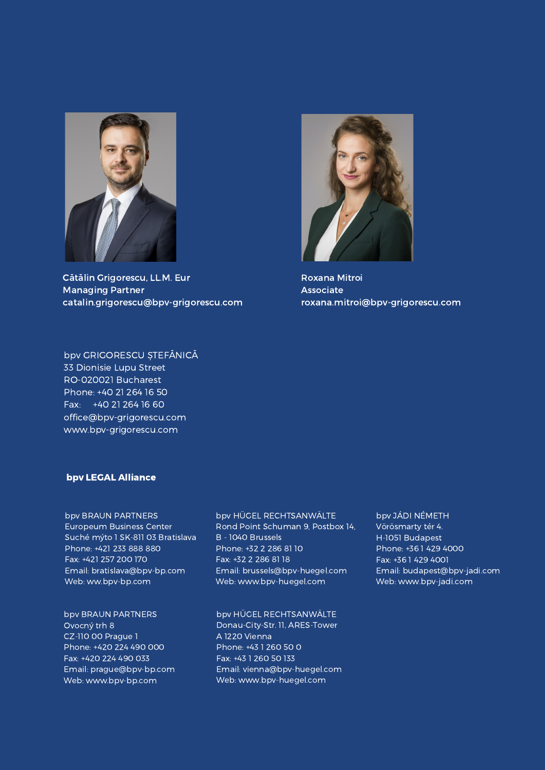**Cătălin Grigorescu, LL.M. Eur**
**Managing Partner**
**catalin.grigorescu@bpv-grigorescu.com**

**Roxana Mitroi**
**Associate**
**roxana.mitroi@bpv-grigorescu.com**

bpv GRIGORESCU ȘTEFĂNICĂ
33 Dionisie Lupu Street
RO-020021 Bucharest
Phone: +40 21 264 16 50
Fax: +40 21 264 16 60
office@bpv-grigorescu.com
www.bpv-grigorescu.com

**bpv LEGAL Alliance**

bpv BRAUN PARTNERS
Europeum Business Center
Suché mýto 1 SK-811 03 Bratislava
Phone: +421 233 888 880
Fax: +421 257 200 170
Email: bratislava@bpv-bp.com
Web: ww.bpv-bp.com

bpv HÜGEL RECHTSANWÄLTE
Rond Point Schuman 9, Postbox 14,
B - 1040 Brussels
Phone: +32 2 286 81 10
Fax: +32 2 286 81 18
Email: brussels@bpv-huegel.com
Web: www.bpv-huegel.com

bpv JÁDI NÉMETH
Vörösmarty tér 4.
H-1051 Budapest
Phone: +36 1 429 4000
Fax: +36 1 429 4001
Email: budapest@bpv-jadi.com
Web: www.bpv-jadi.com

bpv BRAUN PARTNERS
Ovocný trh 8
CZ-110 00 Prague 1
Phone: +420 224 490 000
Fax: +420 224 490 033
Email: prague@bpv-bp.com
Web: www.bpv-bp.com

bpv HÜGEL RECHTSANWÄLTE
Donau-City-Str. 11, ARES-Tower
A 1220 Vienna
Phone: +43 1 260 50 0
Fax: +43 1 260 50 133
Email: vienna@bpv-huegel.com
Web: www.bpv-huegel.com